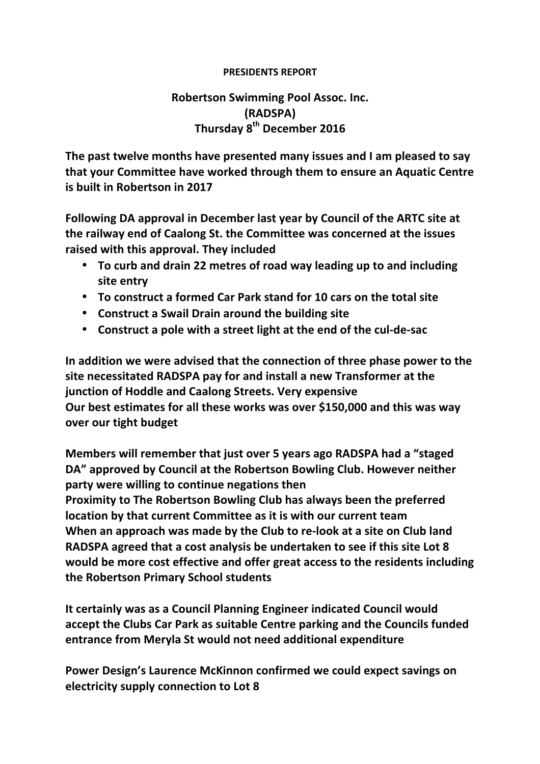**PRESIDENTS REPORT**

**Robertson Swimming Pool Assoc. Inc.**
**(RADSPA)**
**Thursday 8th December 2016**

**The past twelve months have presented many issues and I am pleased to say that your Committee have worked through them to ensure an Aquatic Centre is built in Robertson in 2017**

**Following DA approval in December last year by Council of the ARTC site at the railway end of Caalong St. the Committee was concerned at the issues raised with this approval. They included**

- **To curb and drain 22 metres of road way leading up to and including site entry**
- **To construct a formed Car Park stand for 10 cars on the total site**
- **Construct a Swail Drain around the building site**
- **Construct a pole with a street light at the end of the cul-de-sac**

**In addition we were advised that the connection of three phase power to the site necessitated RADSPA pay for and install a new Transformer at the junction of Hoddle and Caalong Streets. Very expensive**
**Our best estimates for all these works was over $150,000 and this was way over our tight budget**

**Members will remember that just over 5 years ago RADSPA had a "staged DA" approved by Council at the Robertson Bowling Club. However neither party were willing to continue negations then**
**Proximity to The Robertson Bowling Club has always been the preferred location by that current Committee as it is with our current team**
**When an approach was made by the Club to re-look at a site on Club land RADSPA agreed that a cost analysis be undertaken to see if this site Lot 8 would be more cost effective and offer great access to the residents including the Robertson Primary School students**

**It certainly was as a Council Planning Engineer indicated Council would accept the Clubs Car Park as suitable Centre parking and the Councils funded entrance from Meryla St would not need additional expenditure**

**Power Design's Laurence McKinnon confirmed we could expect savings on electricity supply connection to Lot 8**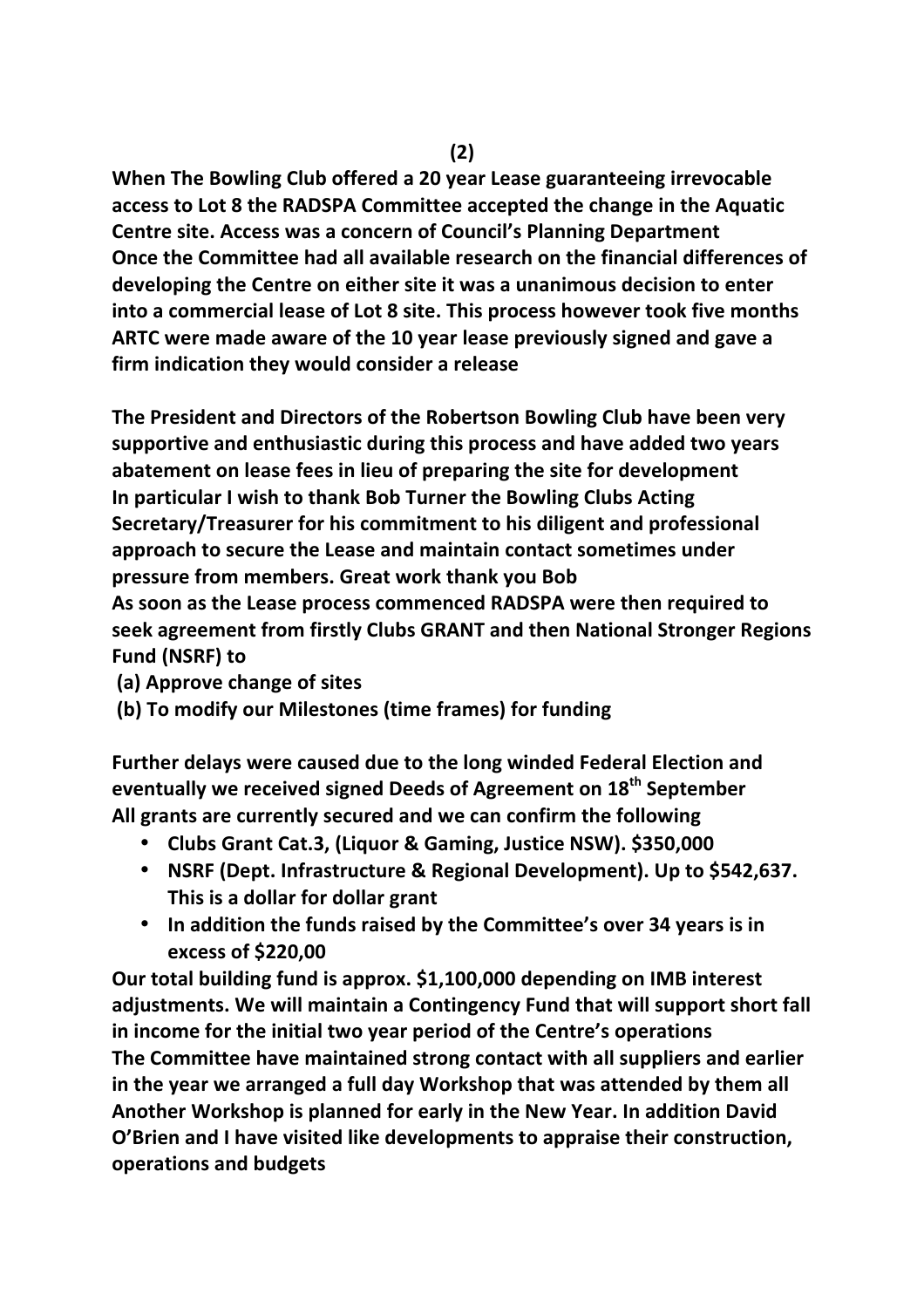**When The Bowling Club offered a 20 year Lease guaranteeing irrevocable access to Lot 8 the RADSPA Committee accepted the change in the Aquatic Centre site. Access was a concern of Council's Planning Department**
**Once the Committee had all available research on the financial differences of developing the Centre on either site it was a unanimous decision to enter into a commercial lease of Lot 8 site. This process however took five months**
**ARTC were made aware of the 10 year lease previously signed and gave a firm indication they would consider a release**

**The President and Directors of the Robertson Bowling Club have been very supportive and enthusiastic during this process and have added two years abatement on lease fees in lieu of preparing the site for development**
**In particular I wish to thank Bob Turner the Bowling Clubs Acting Secretary/Treasurer for his commitment to his diligent and professional approach to secure the Lease and maintain contact sometimes under pressure from members. Great work thank you Bob**
**As soon as the Lease process commenced RADSPA were then required to seek agreement from firstly Clubs GRANT and then National Stronger Regions Fund (NSRF) to**

**(a) Approve change of sites**
**(b) To modify our Milestones (time frames) for funding**

**Further delays were caused due to the long winded Federal Election and eventually we received signed Deeds of Agreement on 18th September**
**All grants are currently secured and we can confirm the following**

- **Clubs Grant Cat.3, (Liquor & Gaming, Justice NSW). $350,000**
- **NSRF (Dept. Infrastructure & Regional Development). Up to $542,637. This is a dollar for dollar grant**
- **In addition the funds raised by the Committee's over 34 years is in excess of $220,00**

**Our total building fund is approx. $1,100,000 depending on IMB interest adjustments. We will maintain a Contingency Fund that will support short fall in income for the initial two year period of the Centre's operations**
**The Committee have maintained strong contact with all suppliers and earlier in the year we arranged a full day Workshop that was attended by them all**
**Another Workshop is planned for early in the New Year. In addition David O'Brien and I have visited like developments to appraise their construction, operations and budgets**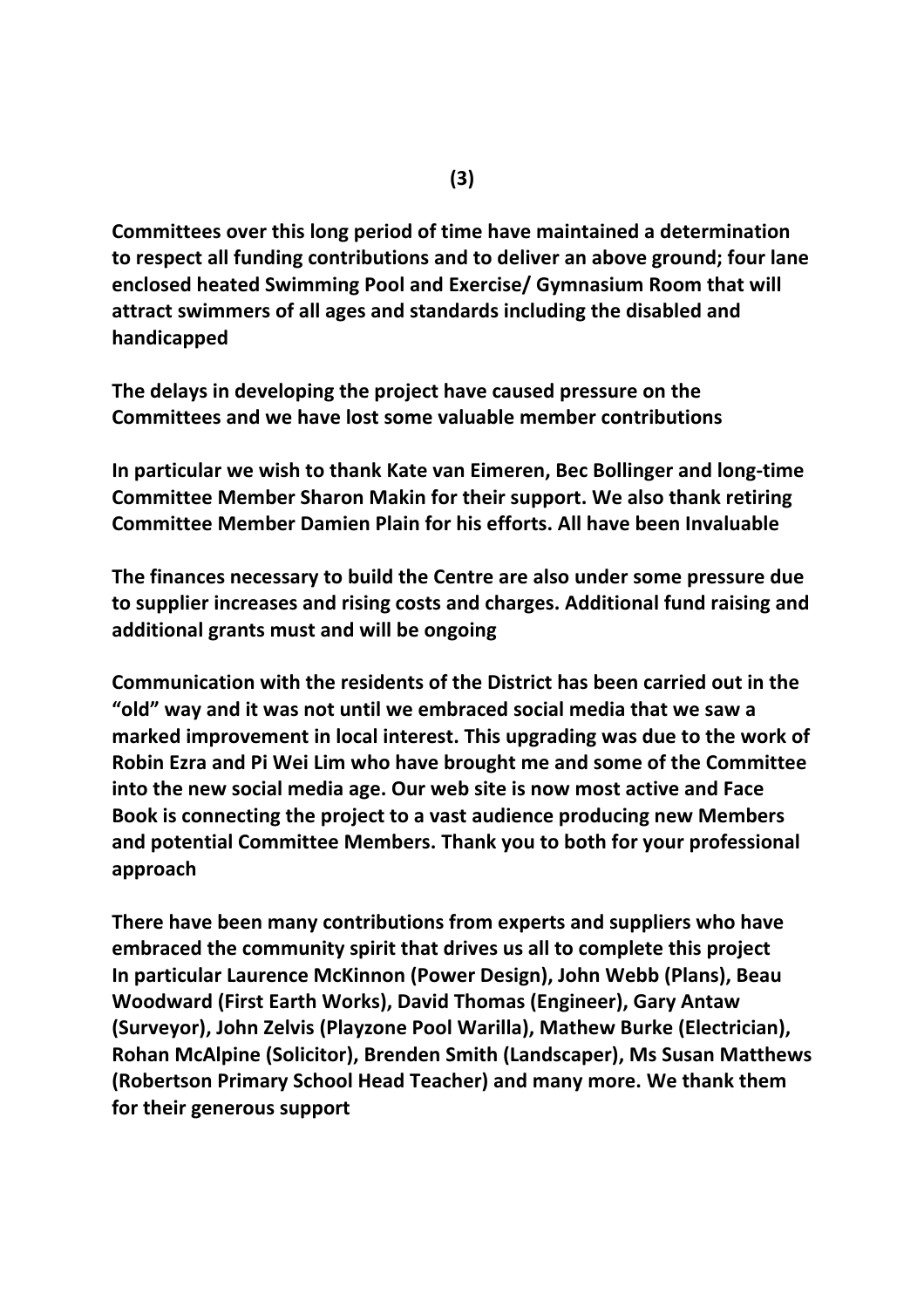**Committees over this long period of time have maintained a determination to respect all funding contributions and to deliver an above ground; four lane enclosed heated Swimming Pool and Exercise/ Gymnasium Room that will attract swimmers of all ages and standards including the disabled and handicapped**

**The delays in developing the project have caused pressure on the Committees and we have lost some valuable member contributions**

**In particular we wish to thank Kate van Eimeren, Bec Bollinger and long-time Committee Member Sharon Makin for their support. We also thank retiring Committee Member Damien Plain for his efforts. All have been Invaluable**

**The finances necessary to build the Centre are also under some pressure due to supplier increases and rising costs and charges. Additional fund raising and additional grants must and will be ongoing**

**Communication with the residents of the District has been carried out in the "old" way and it was not until we embraced social media that we saw a marked improvement in local interest. This upgrading was due to the work of Robin Ezra and Pi Wei Lim who have brought me and some of the Committee into the new social media age. Our web site is now most active and Face Book is connecting the project to a vast audience producing new Members and potential Committee Members. Thank you to both for your professional approach**

**There have been many contributions from experts and suppliers who have embraced the community spirit that drives us all to complete this project In particular Laurence McKinnon (Power Design), John Webb (Plans), Beau Woodward (First Earth Works), David Thomas (Engineer), Gary Antaw (Surveyor), John Zelvis (Playzone Pool Warilla), Mathew Burke (Electrician), Rohan McAlpine (Solicitor), Brenden Smith (Landscaper), Ms Susan Matthews (Robertson Primary School Head Teacher) and many more. We thank them for their generous support**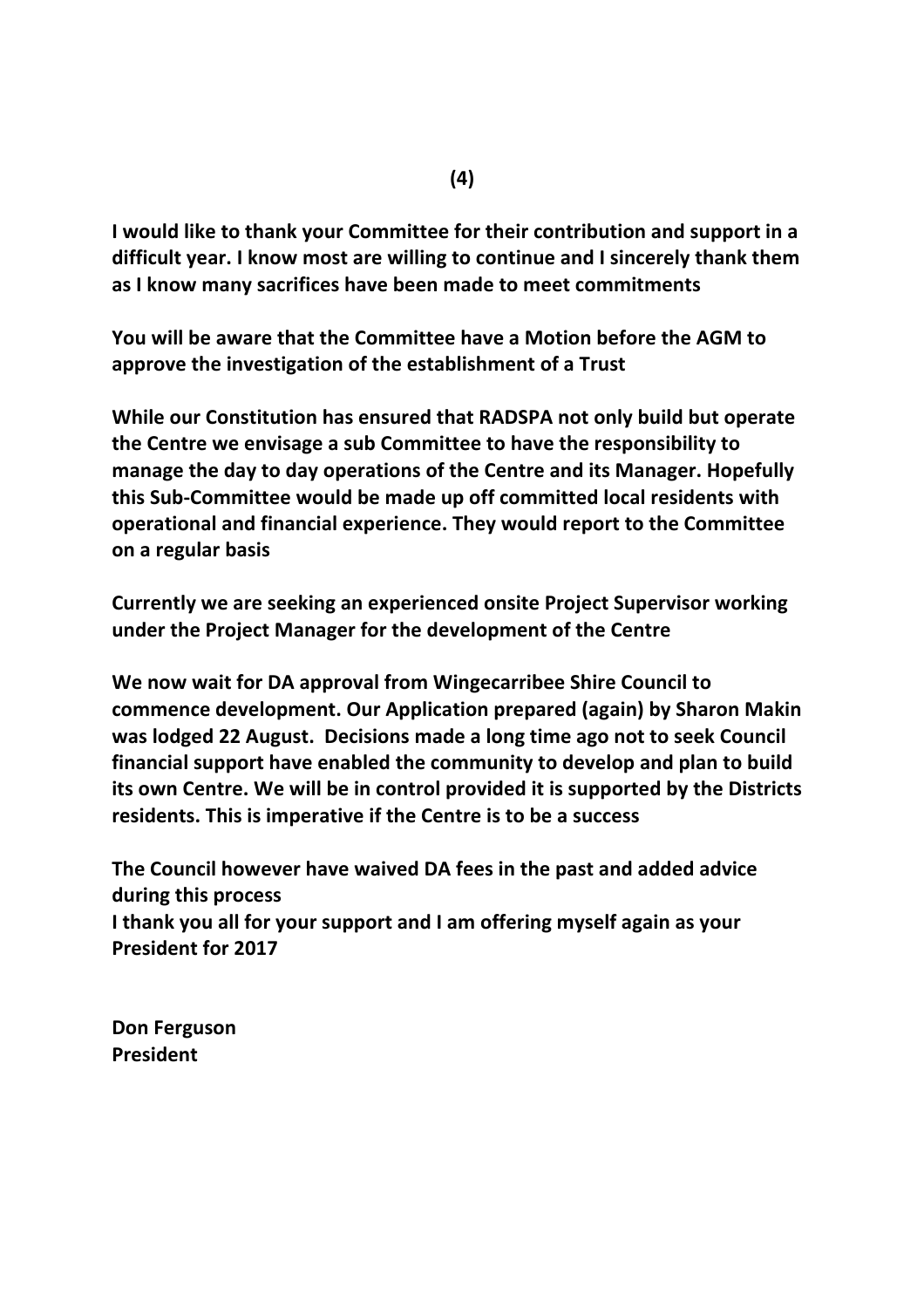**I would like to thank your Committee for their contribution and support in a difficult year. I know most are willing to continue and I sincerely thank them as I know many sacrifices have been made to meet commitments**

**You will be aware that the Committee have a Motion before the AGM to approve the investigation of the establishment of a Trust**

**While our Constitution has ensured that RADSPA not only build but operate the Centre we envisage a sub Committee to have the responsibility to manage the day to day operations of the Centre and its Manager. Hopefully this Sub-Committee would be made up off committed local residents with operational and financial experience. They would report to the Committee on a regular basis**

**Currently we are seeking an experienced onsite Project Supervisor working under the Project Manager for the development of the Centre**

**We now wait for DA approval from Wingecarribee Shire Council to commence development. Our Application prepared (again) by Sharon Makin was lodged 22 August. Decisions made a long time ago not to seek Council financial support have enabled the community to develop and plan to build its own Centre. We will be in control provided it is supported by the Districts residents. This is imperative if the Centre is to be a success**

**The Council however have waived DA fees in the past and added advice during this process**
**I thank you all for your support and I am offering myself again as your President for 2017**

**Don Ferguson**
**President**